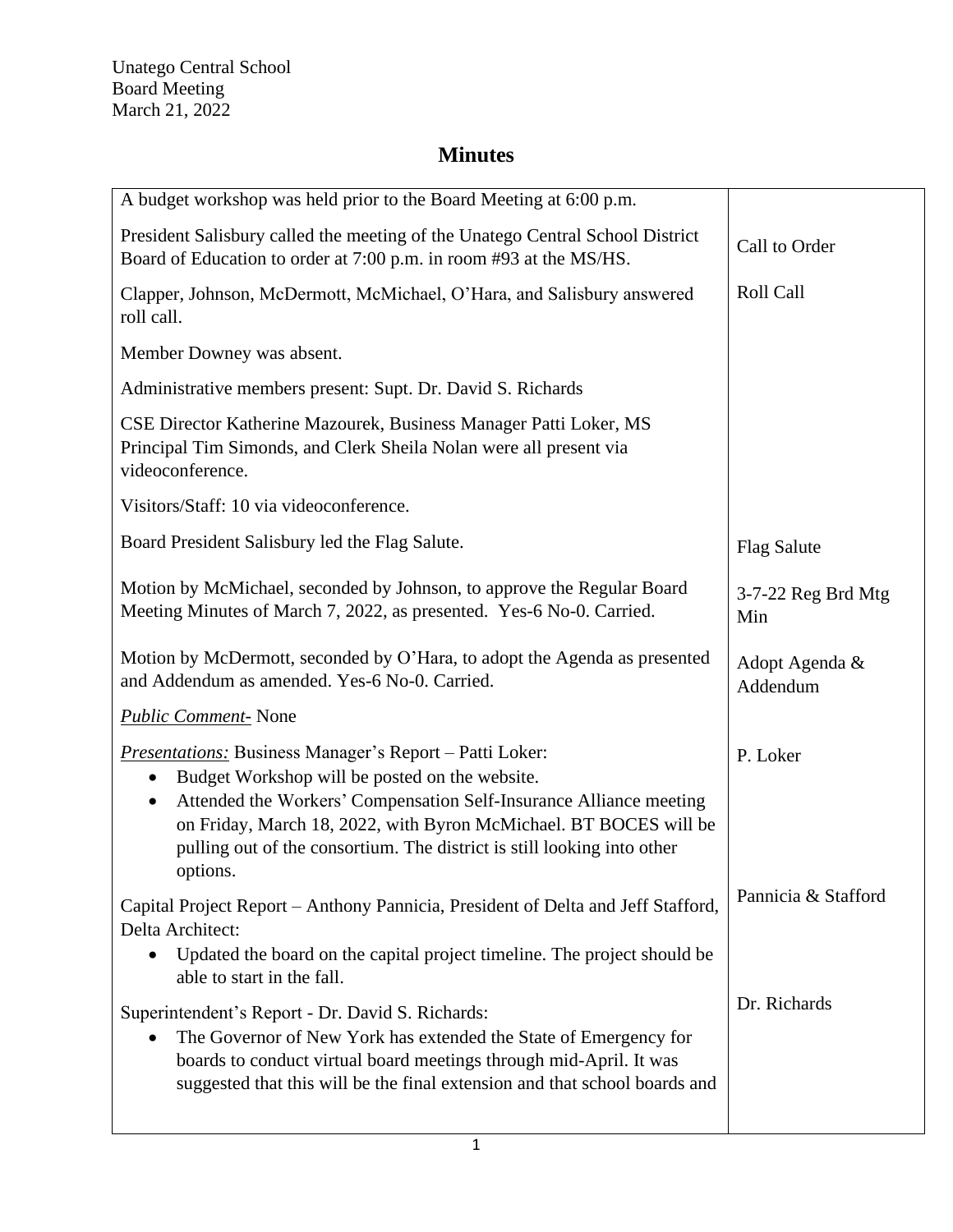Unatego Central School
Board Meeting
March 21, 2022

# Minutes

| | |
|---|---|
| A budget workshop was held prior to the Board Meeting at 6:00 p.m. | |
| President Salisbury called the meeting of the Unatego Central School District Board of Education to order at 7:00 p.m. in room #93 at the MS/HS. | Call to Order |
| Clapper, Johnson, McDermott, McMichael, O'Hara, and Salisbury answered roll call. | Roll Call |
| Member Downey was absent. | |
| Administrative members present: Supt. Dr. David S. Richards | |
| CSE Director Katherine Mazourek, Business Manager Patti Loker, MS Principal Tim Simonds, and Clerk Sheila Nolan were all present via videoconference. | |
| Visitors/Staff: 10 via videoconference. | |
| Board President Salisbury led the Flag Salute. | Flag Salute |
| Motion by McMichael, seconded by Johnson, to approve the Regular Board Meeting Minutes of March 7, 2022, as presented. Yes-6 No-0. Carried. | 3-7-22 Reg Brd Mtg Min |
| Motion by McDermott, seconded by O'Hara, to adopt the Agenda as presented and Addendum as amended. Yes-6 No-0. Carried. | Adopt Agenda & Addendum |
| *Public Comment-* None | |
| *Presentations:* Business Manager's Report – Patti Loker:<br>• Budget Workshop will be posted on the website.<br>• Attended the Workers' Compensation Self-Insurance Alliance meeting on Friday, March 18, 2022, with Byron McMichael. BT BOCES will be pulling out of the consortium. The district is still looking into other options. | P. Loker |
| Capital Project Report – Anthony Pannicia, President of Delta and Jeff Stafford, Delta Architect:<br>• Updated the board on the capital project timeline. The project should be able to start in the fall. | Pannicia & Stafford |
| Superintendent's Report - Dr. David S. Richards:<br>• The Governor of New York has extended the State of Emergency for boards to conduct virtual board meetings through mid-April. It was suggested that this will be the final extension and that school boards and | Dr. Richards |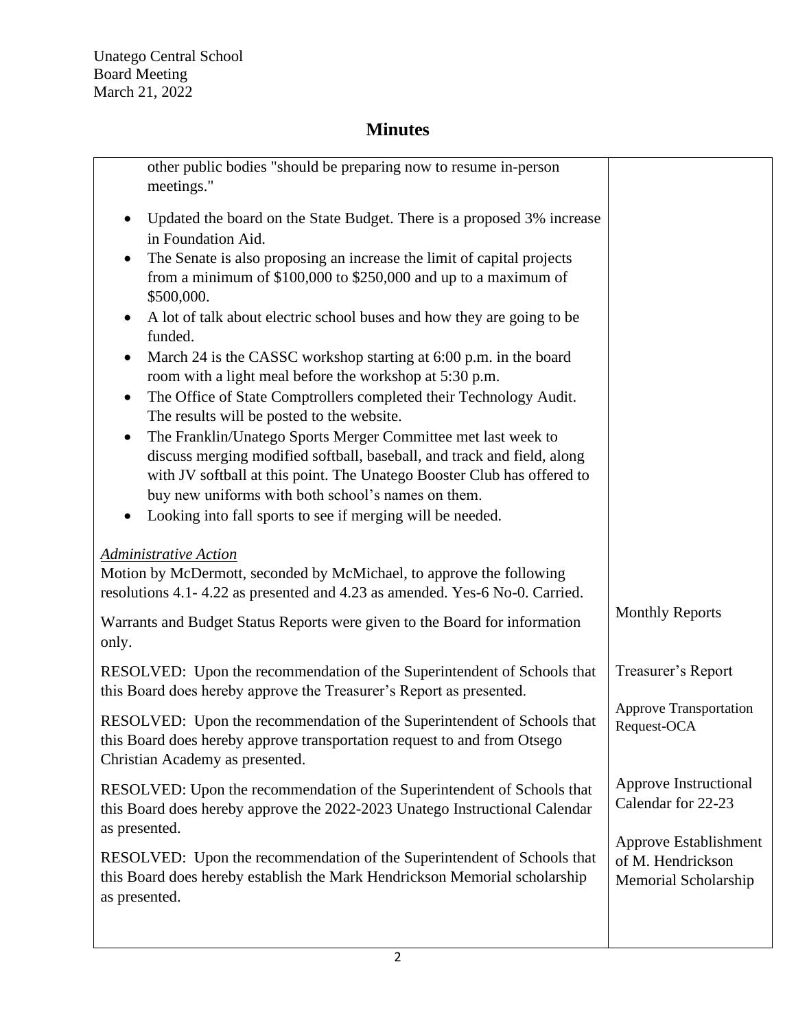Unatego Central School
Board Meeting
March 21, 2022

# Minutes

| | |
|---|---|
| other public bodies "should be preparing now to resume in-person meetings."<br><br>• Updated the board on the State Budget. There is a proposed 3% increase in Foundation Aid.<br>• The Senate is also proposing an increase the limit of capital projects from a minimum of $100,000 to $250,000 and up to a maximum of $500,000.<br>• A lot of talk about electric school buses and how they are going to be funded.<br>• March 24 is the CASSC workshop starting at 6:00 p.m. in the board room with a light meal before the workshop at 5:30 p.m.<br>• The Office of State Comptrollers completed their Technology Audit. The results will be posted to the website.<br>• The Franklin/Unatego Sports Merger Committee met last week to discuss merging modified softball, baseball, and track and field, along with JV softball at this point. The Unatego Booster Club has offered to buy new uniforms with both school's names on them.<br>• Looking into fall sports to see if merging will be needed. | |
| *Administrative Action*<br>Motion by McDermott, seconded by McMichael, to approve the following resolutions 4.1- 4.22 as presented and 4.23 as amended. Yes-6 No-0. Carried. | |
| Warrants and Budget Status Reports were given to the Board for information only. | Monthly Reports |
| RESOLVED: Upon the recommendation of the Superintendent of Schools that this Board does hereby approve the Treasurer's Report as presented. | Treasurer's Report |
| RESOLVED: Upon the recommendation of the Superintendent of Schools that this Board does hereby approve transportation request to and from Otsego Christian Academy as presented. | Approve Transportation Request-OCA |
| RESOLVED: Upon the recommendation of the Superintendent of Schools that this Board does hereby approve the 2022-2023 Unatego Instructional Calendar as presented. | Approve Instructional Calendar for 22-23 |
| RESOLVED: Upon the recommendation of the Superintendent of Schools that this Board does hereby establish the Mark Hendrickson Memorial scholarship as presented. | Approve Establishment of M. Hendrickson Memorial Scholarship |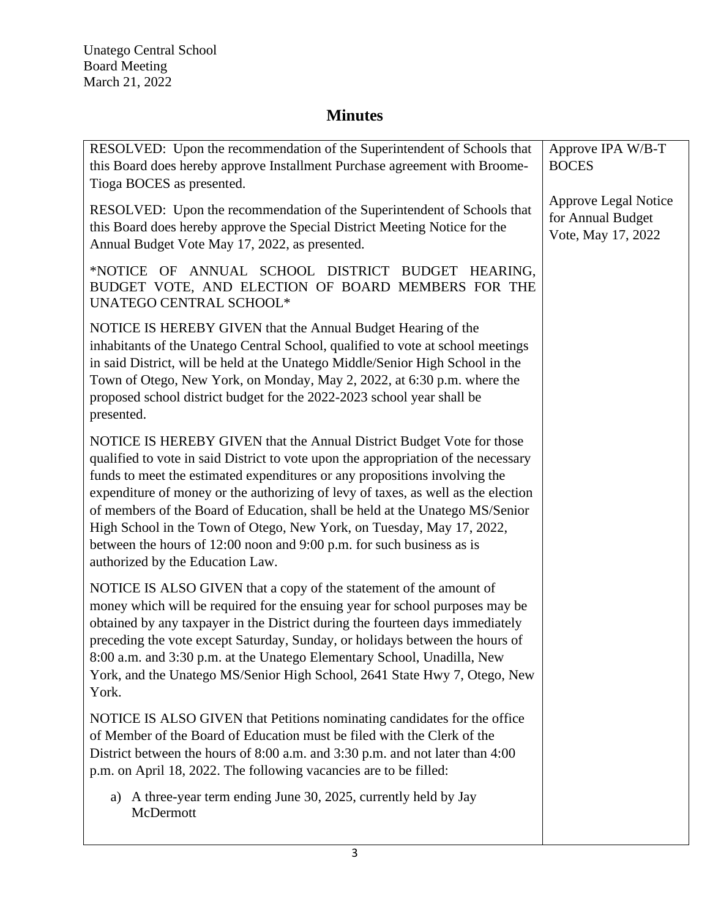Unatego Central School
Board Meeting
March 21, 2022

# Minutes

| | |
|---|---|
| RESOLVED: Upon the recommendation of the Superintendent of Schools that this Board does hereby approve Installment Purchase agreement with Broome-Tioga BOCES as presented. | Approve IPA W/B-T BOCES |
| RESOLVED: Upon the recommendation of the Superintendent of Schools that this Board does hereby approve the Special District Meeting Notice for the Annual Budget Vote May 17, 2022, as presented.<br><br>\*NOTICE OF ANNUAL SCHOOL DISTRICT BUDGET HEARING, BUDGET VOTE, AND ELECTION OF BOARD MEMBERS FOR THE UNATEGO CENTRAL SCHOOL\*<br><br>NOTICE IS HEREBY GIVEN that the Annual Budget Hearing of the inhabitants of the Unatego Central School, qualified to vote at school meetings in said District, will be held at the Unatego Middle/Senior High School in the Town of Otego, New York, on Monday, May 2, 2022, at 6:30 p.m. where the proposed school district budget for the 2022-2023 school year shall be presented.<br><br>NOTICE IS HEREBY GIVEN that the Annual District Budget Vote for those qualified to vote in said District to vote upon the appropriation of the necessary funds to meet the estimated expenditures or any propositions involving the expenditure of money or the authorizing of levy of taxes, as well as the election of members of the Board of Education, shall be held at the Unatego MS/Senior High School in the Town of Otego, New York, on Tuesday, May 17, 2022, between the hours of 12:00 noon and 9:00 p.m. for such business as is authorized by the Education Law.<br><br>NOTICE IS ALSO GIVEN that a copy of the statement of the amount of money which will be required for the ensuing year for school purposes may be obtained by any taxpayer in the District during the fourteen days immediately preceding the vote except Saturday, Sunday, or holidays between the hours of 8:00 a.m. and 3:30 p.m. at the Unatego Elementary School, Unadilla, New York, and the Unatego MS/Senior High School, 2641 State Hwy 7, Otego, New York.<br><br>NOTICE IS ALSO GIVEN that Petitions nominating candidates for the office of Member of the Board of Education must be filed with the Clerk of the District between the hours of 8:00 a.m. and 3:30 p.m. and not later than 4:00 p.m. on April 18, 2022. The following vacancies are to be filled:<br><br>a) A three-year term ending June 30, 2025, currently held by Jay McDermott | Approve Legal Notice for Annual Budget Vote, May 17, 2022 |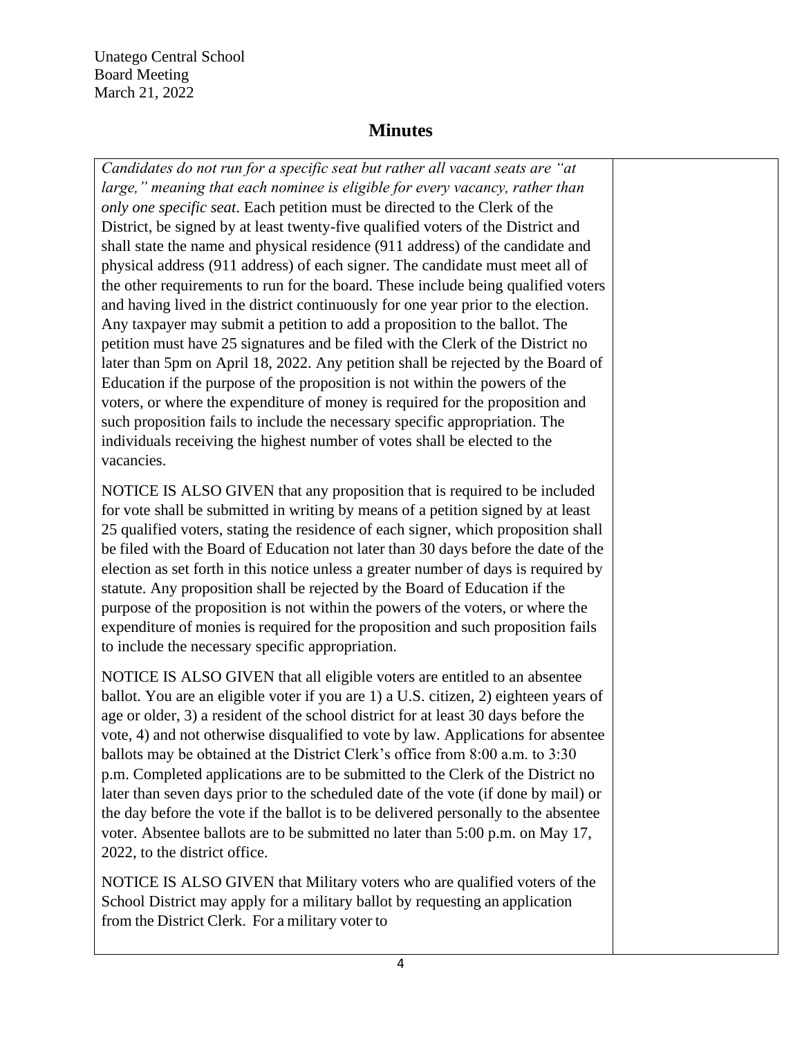Unatego Central School
Board Meeting
March 21, 2022

# Minutes

*Candidates do not run for a specific seat but rather all vacant seats are "at large," meaning that each nominee is eligible for every vacancy, rather than only one specific seat*. Each petition must be directed to the Clerk of the District, be signed by at least twenty-five qualified voters of the District and shall state the name and physical residence (911 address) of the candidate and physical address (911 address) of each signer. The candidate must meet all of the other requirements to run for the board. These include being qualified voters and having lived in the district continuously for one year prior to the election. Any taxpayer may submit a petition to add a proposition to the ballot. The petition must have 25 signatures and be filed with the Clerk of the District no later than 5pm on April 18, 2022. Any petition shall be rejected by the Board of Education if the purpose of the proposition is not within the powers of the voters, or where the expenditure of money is required for the proposition and such proposition fails to include the necessary specific appropriation. The individuals receiving the highest number of votes shall be elected to the vacancies.

NOTICE IS ALSO GIVEN that any proposition that is required to be included for vote shall be submitted in writing by means of a petition signed by at least 25 qualified voters, stating the residence of each signer, which proposition shall be filed with the Board of Education not later than 30 days before the date of the election as set forth in this notice unless a greater number of days is required by statute. Any proposition shall be rejected by the Board of Education if the purpose of the proposition is not within the powers of the voters, or where the expenditure of monies is required for the proposition and such proposition fails to include the necessary specific appropriation.

NOTICE IS ALSO GIVEN that all eligible voters are entitled to an absentee ballot. You are an eligible voter if you are 1) a U.S. citizen, 2) eighteen years of age or older, 3) a resident of the school district for at least 30 days before the vote, 4) and not otherwise disqualified to vote by law. Applications for absentee ballots may be obtained at the District Clerk's office from 8:00 a.m. to 3:30 p.m. Completed applications are to be submitted to the Clerk of the District no later than seven days prior to the scheduled date of the vote (if done by mail) or the day before the vote if the ballot is to be delivered personally to the absentee voter. Absentee ballots are to be submitted no later than 5:00 p.m. on May 17, 2022, to the district office.

NOTICE IS ALSO GIVEN that Military voters who are qualified voters of the School District may apply for a military ballot by requesting an application from the District Clerk. For a military voter to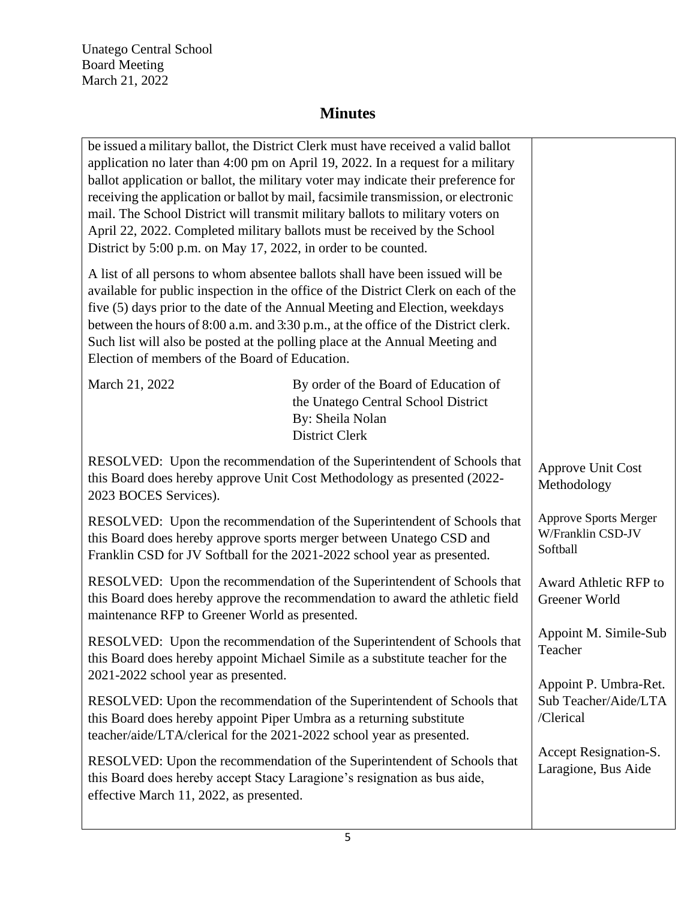Unatego Central School
Board Meeting
March 21, 2022

# Minutes

| | |
|---|---|
| be issued a military ballot, the District Clerk must have received a valid ballot application no later than 4:00 pm on April 19, 2022. In a request for a military ballot application or ballot, the military voter may indicate their preference for receiving the application or ballot by mail, facsimile transmission, or electronic mail. The School District will transmit military ballots to military voters on April 22, 2022. Completed military ballots must be received by the School District by 5:00 p.m. on May 17, 2022, in order to be counted. | |
| A list of all persons to whom absentee ballots shall have been issued will be available for public inspection in the office of the District Clerk on each of the five (5) days prior to the date of the Annual Meeting and Election, weekdays between the hours of 8:00 a.m. and 3:30 p.m., at the office of the District clerk. Such list will also be posted at the polling place at the Annual Meeting and Election of members of the Board of Education. | |
| March 21, 2022 — By order of the Board of Education of the Unatego Central School District By: Sheila Nolan District Clerk | |
| RESOLVED: Upon the recommendation of the Superintendent of Schools that this Board does hereby approve Unit Cost Methodology as presented (2022-2023 BOCES Services). | Approve Unit Cost Methodology |
| RESOLVED: Upon the recommendation of the Superintendent of Schools that this Board does hereby approve sports merger between Unatego CSD and Franklin CSD for JV Softball for the 2021-2022 school year as presented. | Approve Sports Merger W/Franklin CSD-JV Softball |
| RESOLVED: Upon the recommendation of the Superintendent of Schools that this Board does hereby approve the recommendation to award the athletic field maintenance RFP to Greener World as presented. | Award Athletic RFP to Greener World |
| RESOLVED: Upon the recommendation of the Superintendent of Schools that this Board does hereby appoint Michael Simile as a substitute teacher for the 2021-2022 school year as presented. | Appoint M. Simile-Sub Teacher |
| RESOLVED: Upon the recommendation of the Superintendent of Schools that this Board does hereby appoint Piper Umbra as a returning substitute teacher/aide/LTA/clerical for the 2021-2022 school year as presented. | Appoint P. Umbra-Ret. Sub Teacher/Aide/LTA /Clerical |
| RESOLVED: Upon the recommendation of the Superintendent of Schools that this Board does hereby accept Stacy Laragione's resignation as bus aide, effective March 11, 2022, as presented. | Accept Resignation-S. Laragione, Bus Aide |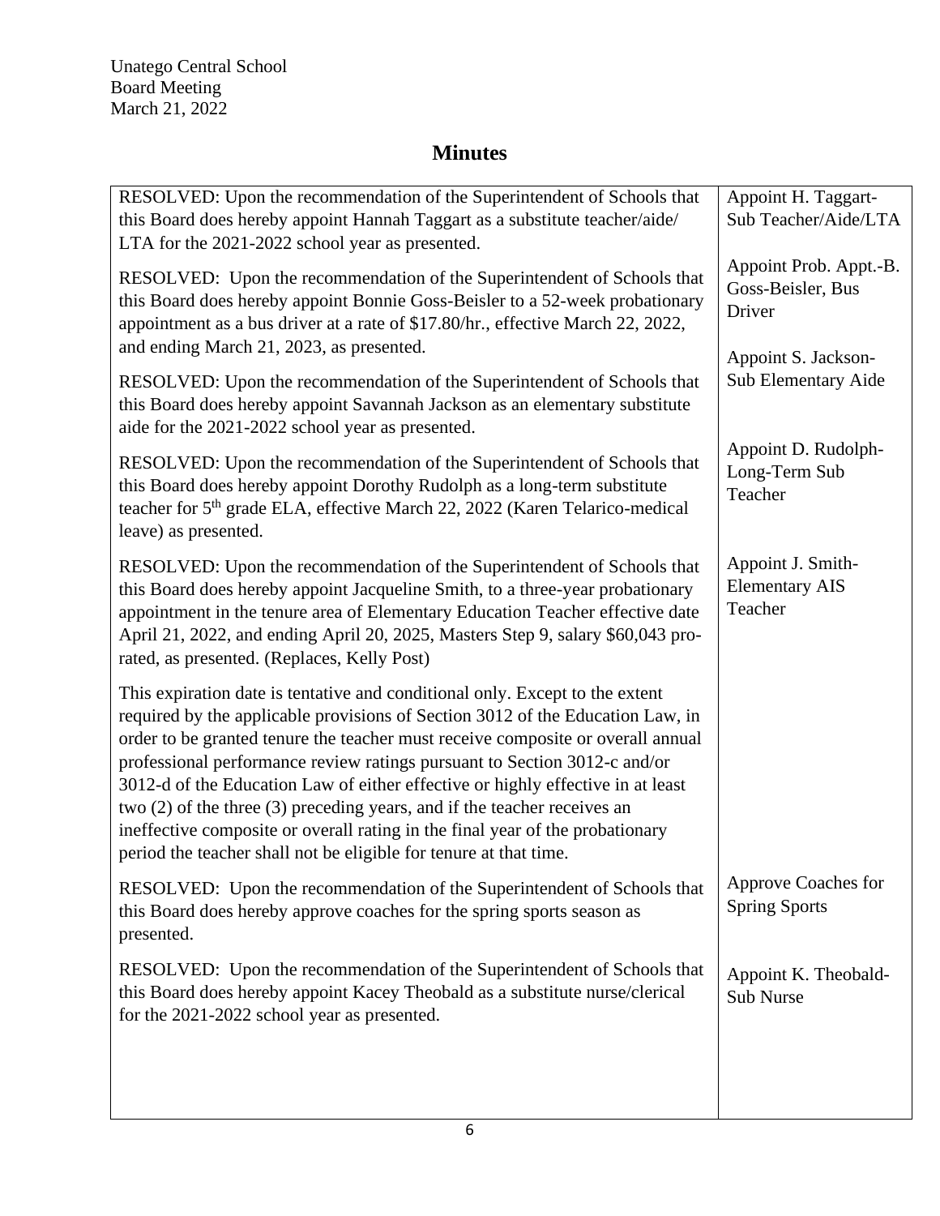Unatego Central School
Board Meeting
March 21, 2022

# Minutes

| | |
|---|---|
| RESOLVED: Upon the recommendation of the Superintendent of Schools that this Board does hereby appoint Hannah Taggart as a substitute teacher/aide/ LTA for the 2021-2022 school year as presented. | Appoint H. Taggart-Sub Teacher/Aide/LTA |
| RESOLVED: Upon the recommendation of the Superintendent of Schools that this Board does hereby appoint Bonnie Goss-Beisler to a 52-week probationary appointment as a bus driver at a rate of $17.80/hr., effective March 22, 2022, and ending March 21, 2023, as presented. | Appoint Prob. Appt.-B. Goss-Beisler, Bus Driver |
| RESOLVED: Upon the recommendation of the Superintendent of Schools that this Board does hereby appoint Savannah Jackson as an elementary substitute aide for the 2021-2022 school year as presented. | Appoint S. Jackson-Sub Elementary Aide |
| RESOLVED: Upon the recommendation of the Superintendent of Schools that this Board does hereby appoint Dorothy Rudolph as a long-term substitute teacher for 5th grade ELA, effective March 22, 2022 (Karen Telarico-medical leave) as presented. | Appoint D. Rudolph-Long-Term Sub Teacher |
| RESOLVED: Upon the recommendation of the Superintendent of Schools that this Board does hereby appoint Jacqueline Smith, to a three-year probationary appointment in the tenure area of Elementary Education Teacher effective date April 21, 2022, and ending April 20, 2025, Masters Step 9, salary $60,043 pro-rated, as presented. (Replaces, Kelly Post)<br><br>This expiration date is tentative and conditional only. Except to the extent required by the applicable provisions of Section 3012 of the Education Law, in order to be granted tenure the teacher must receive composite or overall annual professional performance review ratings pursuant to Section 3012-c and/or 3012-d of the Education Law of either effective or highly effective in at least two (2) of the three (3) preceding years, and if the teacher receives an ineffective composite or overall rating in the final year of the probationary period the teacher shall not be eligible for tenure at that time. | Appoint J. Smith-Elementary AIS Teacher |
| RESOLVED: Upon the recommendation of the Superintendent of Schools that this Board does hereby approve coaches for the spring sports season as presented. | Approve Coaches for Spring Sports |
| RESOLVED: Upon the recommendation of the Superintendent of Schools that this Board does hereby appoint Kacey Theobald as a substitute nurse/clerical for the 2021-2022 school year as presented. | Appoint K. Theobald-Sub Nurse |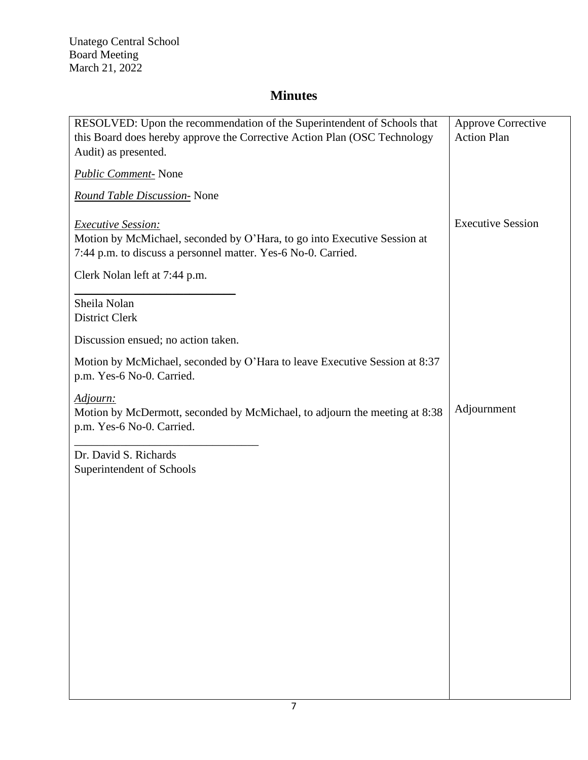Unatego Central School
Board Meeting
March 21, 2022

# Minutes

| | |
|---|---|
| RESOLVED: Upon the recommendation of the Superintendent of Schools that this Board does hereby approve the Corrective Action Plan (OSC Technology Audit) as presented.<br><br>*Public Comment-* None<br><br>*Round Table Discussion-* None | Approve Corrective Action Plan |
| *Executive Session:*<br>Motion by McMichael, seconded by O'Hara, to go into Executive Session at 7:44 p.m. to discuss a personnel matter. Yes-6 No-0. Carried.<br><br>Clerk Nolan left at 7:44 p.m.<br><br>\_\_\_\_\_\_\_\_\_\_\_\_\_\_\_\_\_\_\_\_\_\_\_\_\_\_\_\_<br>Sheila Nolan<br>District Clerk<br><br>Discussion ensued; no action taken.<br><br>Motion by McMichael, seconded by O'Hara to leave Executive Session at 8:37 p.m. Yes-6 No-0. Carried. | Executive Session |
| *Adjourn:*<br>Motion by McDermott, seconded by McMichael, to adjourn the meeting at 8:38 p.m. Yes-6 No-0. Carried.<br><br>\_\_\_\_\_\_\_\_\_\_\_\_\_\_\_\_\_\_\_\_\_\_\_\_\_\_\_\_<br>Dr. David S. Richards<br>Superintendent of Schools | Adjournment |